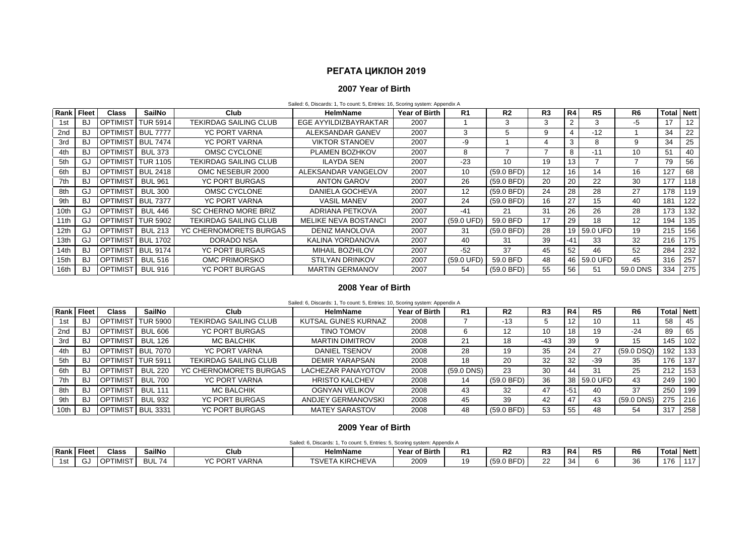# РЕГАТА ЦИКЛОН 2019

## 2007 Year of Birth

Sailed: 6, Discards: 1, To count: 5, Entries: 16, Scoring system: Appendix A

| Rank | Fleet | Class | SailNo | Club | HelmName | Year of Birth | R1 | R2 | R3 | R4 | R5 | R6 | Total | Nett |
|---|---|---|---|---|---|---|---|---|---|---|---|---|---|---|
| 1st | BJ | OPTIMIST | TUR 5914 | TEKIRDAG SAILING CLUB | EGE AYYILDIZBAYRAKTAR | 2007 | 1 | 3 | 3 | 2 | 3 | -5 | 17 | 12 |
| 2nd | BJ | OPTIMIST | BUL 7777 | YC PORT VARNA | ALEKSANDAR GANEV | 2007 | 3 | 5 | 9 | 4 | -12 | 1 | 34 | 22 |
| 3rd | BJ | OPTIMIST | BUL 7474 | YC PORT VARNA | VIKTOR STANOEV | 2007 | -9 | 1 | 4 | 3 | 8 | 9 | 34 | 25 |
| 4th | BJ | OPTIMIST | BUL 373 | OMSC CYCLONE | PLAMEN BOZHKOV | 2007 | 8 | 7 | 7 | 8 | -11 | 10 | 51 | 40 |
| 5th | GJ | OPTIMIST | TUR 1105 | TEKIRDAG SAILING CLUB | ILAYDA SEN | 2007 | -23 | 10 | 19 | 13 | 7 | 7 | 79 | 56 |
| 6th | BJ | OPTIMIST | BUL 2418 | OMC NESEBUR 2000 | ALEKSANDAR VANGELOV | 2007 | 10 | (59.0 BFD) | 12 | 16 | 14 | 16 | 127 | 68 |
| 7th | BJ | OPTIMIST | BUL 961 | YC PORT BURGAS | ANTON GAROV | 2007 | 26 | (59.0 BFD) | 20 | 20 | 22 | 30 | 177 | 118 |
| 8th | GJ | OPTIMIST | BUL 300 | OMSC CYCLONE | DANIELA GOCHEVA | 2007 | 12 | (59.0 BFD) | 24 | 28 | 28 | 27 | 178 | 119 |
| 9th | BJ | OPTIMIST | BUL 7377 | YC PORT VARNA | VASIL MANEV | 2007 | 24 | (59.0 BFD) | 16 | 27 | 15 | 40 | 181 | 122 |
| 10th | GJ | OPTIMIST | BUL 446 | SC CHERNO MORE BRIZ | ADRIANA PETKOVA | 2007 | -41 | 21 | 31 | 26 | 26 | 28 | 173 | 132 |
| 11th | GJ | OPTIMIST | TUR 5902 | TEKIRDAG SAILING CLUB | MELIKE NEVA BOSTANCI | 2007 | (59.0 UFD) | 59.0 BFD | 17 | 29 | 18 | 12 | 194 | 135 |
| 12th | GJ | OPTIMIST | BUL 213 | YC CHERNOMORETS BURGAS | DENIZ MANOLOVA | 2007 | 31 | (59.0 BFD) | 28 | 19 | 59.0 UFD | 19 | 215 | 156 |
| 13th | GJ | OPTIMIST | BUL 1702 | DORADO NSA | KALINA YORDANOVA | 2007 | 40 | 31 | 39 | -41 | 33 | 32 | 216 | 175 |
| 14th | BJ | OPTIMIST | BUL 9174 | YC PORT BURGAS | MIHAIL BOZHILOV | 2007 | -52 | 37 | 45 | 52 | 46 | 52 | 284 | 232 |
| 15th | BJ | OPTIMIST | BUL 516 | OMC PRIMORSKO | STILYAN DRINKOV | 2007 | (59.0 UFD) | 59.0 BFD | 48 | 46 | 59.0 UFD | 45 | 316 | 257 |
| 16th | BJ | OPTIMIST | BUL 916 | YC PORT BURGAS | MARTIN GERMANOV | 2007 | 54 | (59.0 BFD) | 55 | 56 | 51 | 59.0 DNS | 334 | 275 |

## 2008 Year of Birth

Sailed: 6, Discards: 1, To count: 5, Entries: 10, Scoring system: Appendix A

| Rank | Fleet | Class | SailNo | Club | HelmName | Year of Birth | R1 | R2 | R3 | R4 | R5 | R6 | Total | Nett |
|---|---|---|---|---|---|---|---|---|---|---|---|---|---|---|
| 1st | BJ | OPTIMIST | TUR 5900 | TEKIRDAG SAILING CLUB | KUTSAL GUNES KURNAZ | 2008 | 7 | -13 | 5 | 12 | 10 | 11 | 58 | 45 |
| 2nd | BJ | OPTIMIST | BUL 606 | YC PORT BURGAS | TINO TOMOV | 2008 | 6 | 12 | 10 | 18 | 19 | -24 | 89 | 65 |
| 3rd | BJ | OPTIMIST | BUL 126 | MC BALCHIK | MARTIN DIMITROV | 2008 | 21 | 18 | -43 | 39 | 9 | 15 | 145 | 102 |
| 4th | BJ | OPTIMIST | BUL 7070 | YC PORT VARNA | DANIEL TSENOV | 2008 | 28 | 19 | 35 | 24 | 27 | (59.0 DSQ) | 192 | 133 |
| 5th | BJ | OPTIMIST | TUR 5911 | TEKIRDAG SAILING CLUB | DEMIR YARAPSAN | 2008 | 18 | 20 | 32 | 32 | -39 | 35 | 176 | 137 |
| 6th | BJ | OPTIMIST | BUL 220 | YC CHERNOMORETS BURGAS | LACHEZAR PANAYOTOV | 2008 | (59.0 DNS) | 23 | 30 | 44 | 31 | 25 | 212 | 153 |
| 7th | BJ | OPTIMIST | BUL 700 | YC PORT VARNA | HRISTO KALCHEV | 2008 | 14 | (59.0 BFD) | 36 | 38 | 59.0 UFD | 43 | 249 | 190 |
| 8th | BJ | OPTIMIST | BUL 111 | MC BALCHIK | OGNYAN VELIKOV | 2008 | 43 | 32 | 47 | -51 | 40 | 37 | 250 | 199 |
| 9th | BJ | OPTIMIST | BUL 932 | YC PORT BURGAS | ANDJEY GERMANOVSKI | 2008 | 45 | 39 | 42 | 47 | 43 | (59.0 DNS) | 275 | 216 |
| 10th | BJ | OPTIMIST | BUL 3331 | YC PORT BURGAS | MATEY SARASTOV | 2008 | 48 | (59.0 BFD) | 53 | 55 | 48 | 54 | 317 | 258 |

## 2009 Year of Birth

Sailed: 6, Discards: 1, To count: 5, Entries: 5, Scoring system: Appendix A

| Rank | Fleet | Class | SailNo | Club | HelmName | Year of Birth | R1 | R2 | R3 | R4 | R5 | R6 | Total | Nett |
|---|---|---|---|---|---|---|---|---|---|---|---|---|---|---|
| 1st | GJ | OPTIMIST | BUL 74 | YC PORT VARNA | TSVETA KIRCHEVA | 2009 | 19 | (59.0 BFD) | 22 | 34 | 6 | 36 | 176 | 117 |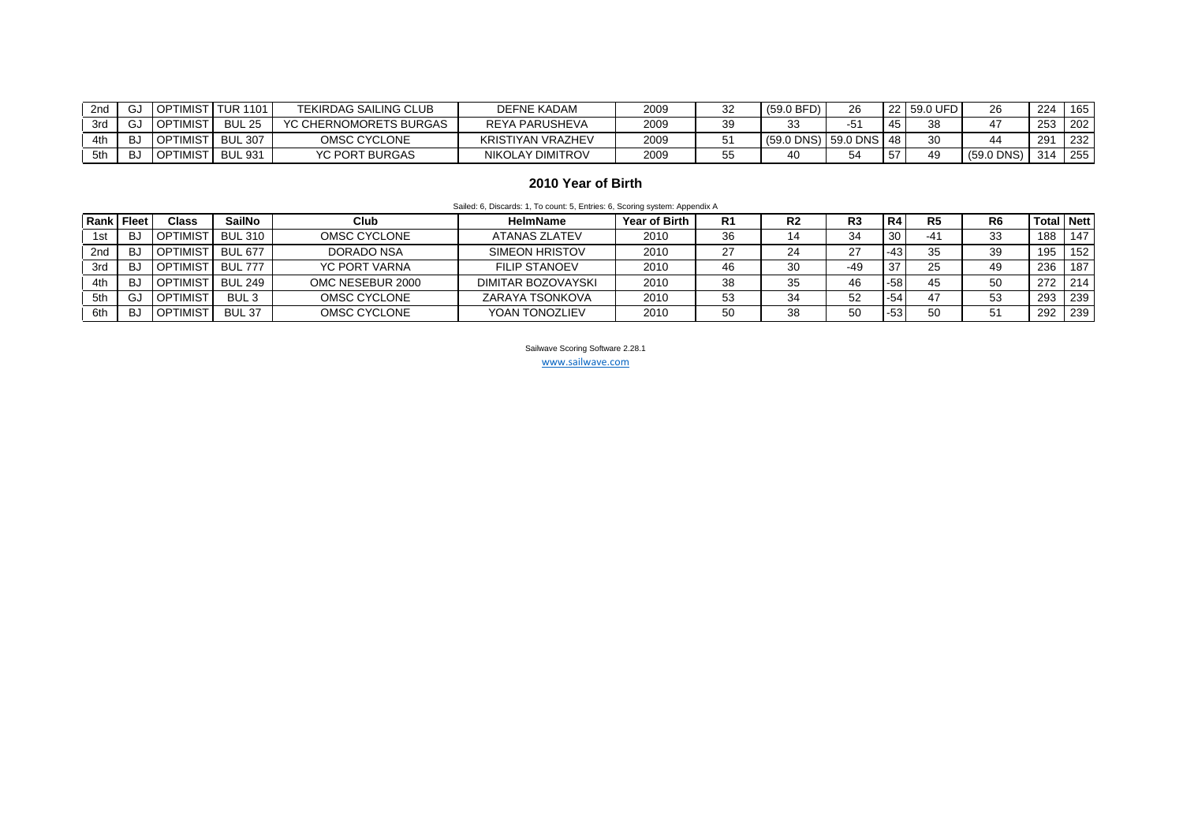| | | | | | | | | | | | | | | |
|---|---|---|---|---|---|---|---|---|---|---|---|---|---|---|
| 2nd | GJ | OPTIMIST | TUR 1101 | TEKIRDAG SAILING CLUB | DEFNE KADAM | 2009 | 32 | (59.0 BFD) | 26 | 22 | 59.0 UFD | 26 | 224 | 165 |
| 3rd | GJ | OPTIMIST | BUL 25 | YC CHERNOMORETS BURGAS | REYA PARUSHEVA | 2009 | 39 | 33 | -51 | 45 | 38 | 47 | 253 | 202 |
| 4th | BJ | OPTIMIST | BUL 307 | OMSC CYCLONE | KRISTIYAN VRAZHEV | 2009 | 51 | (59.0 DNS) | 59.0 DNS | 48 | 30 | 44 | 291 | 232 |
| 5th | BJ | OPTIMIST | BUL 931 | YC PORT BURGAS | NIKOLAY DIMITROV | 2009 | 55 | 40 | 54 | 57 | 49 | (59.0 DNS) | 314 | 255 |

## 2010 Year of Birth

Sailed: 6, Discards: 1, To count: 5, Entries: 6, Scoring system: Appendix A

| Rank | Fleet | Class | SailNo | Club | HelmName | Year of Birth | R1 | R2 | R3 | R4 | R5 | R6 | Total | Nett |
|---|---|---|---|---|---|---|---|---|---|---|---|---|---|---|
| 1st | BJ | OPTIMIST | BUL 310 | OMSC CYCLONE | ATANAS ZLATEV | 2010 | 36 | 14 | 34 | 30 | -41 | 33 | 188 | 147 |
| 2nd | BJ | OPTIMIST | BUL 677 | DORADO NSA | SIMEON HRISTOV | 2010 | 27 | 24 | 27 | -43 | 35 | 39 | 195 | 152 |
| 3rd | BJ | OPTIMIST | BUL 777 | YC PORT VARNA | FILIP STANOEV | 2010 | 46 | 30 | -49 | 37 | 25 | 49 | 236 | 187 |
| 4th | BJ | OPTIMIST | BUL 249 | OMC NESEBUR 2000 | DIMITAR BOZOVAYSKI | 2010 | 38 | 35 | 46 | -58 | 45 | 50 | 272 | 214 |
| 5th | GJ | OPTIMIST | BUL 3 | OMSC CYCLONE | ZARAYA TSONKOVA | 2010 | 53 | 34 | 52 | -54 | 47 | 53 | 293 | 239 |
| 6th | BJ | OPTIMIST | BUL 37 | OMSC CYCLONE | YOAN TONOZLIEV | 2010 | 50 | 38 | 50 | -53 | 50 | 51 | 292 | 239 |

Sailwave Scoring Software 2.28.1

www.sailwave.com